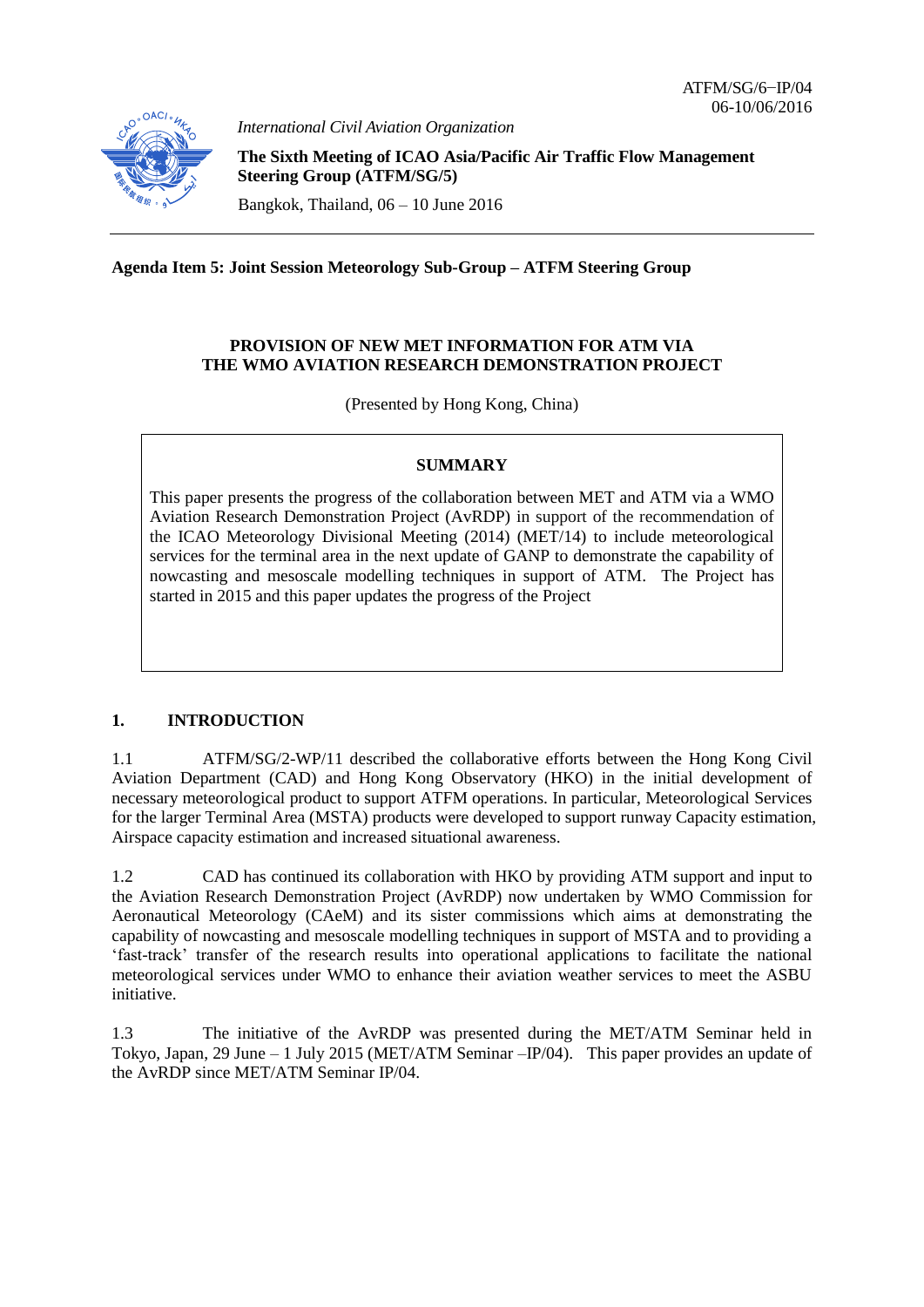ATFM/SG/6−IP/04
06-10/06/2016

*International Civil Aviation Organization*

**The Sixth Meeting of ICAO Asia/Pacific Air Traffic Flow Management Steering Group (ATFM/SG/5)**

Bangkok, Thailand, 06 – 10 June 2016

---

**Agenda Item 5: Joint Session Meteorology Sub-Group – ATFM Steering Group**

**PROVISION OF NEW MET INFORMATION FOR ATM VIA THE WMO AVIATION RESEARCH DEMONSTRATION PROJECT**

(Presented by Hong Kong, China)

**SUMMARY**

This paper presents the progress of the collaboration between MET and ATM via a WMO Aviation Research Demonstration Project (AvRDP) in support of the recommendation of the ICAO Meteorology Divisional Meeting (2014) (MET/14) to include meteorological services for the terminal area in the next update of GANP to demonstrate the capability of nowcasting and mesoscale modelling techniques in support of ATM. The Project has started in 2015 and this paper updates the progress of the Project

## 1. INTRODUCTION

1.1 ATFM/SG/2-WP/11 described the collaborative efforts between the Hong Kong Civil Aviation Department (CAD) and Hong Kong Observatory (HKO) in the initial development of necessary meteorological product to support ATFM operations. In particular, Meteorological Services for the larger Terminal Area (MSTA) products were developed to support runway Capacity estimation, Airspace capacity estimation and increased situational awareness.

1.2 CAD has continued its collaboration with HKO by providing ATM support and input to the Aviation Research Demonstration Project (AvRDP) now undertaken by WMO Commission for Aeronautical Meteorology (CAeM) and its sister commissions which aims at demonstrating the capability of nowcasting and mesoscale modelling techniques in support of MSTA and to providing a 'fast-track' transfer of the research results into operational applications to facilitate the national meteorological services under WMO to enhance their aviation weather services to meet the ASBU initiative.

1.3 The initiative of the AvRDP was presented during the MET/ATM Seminar held in Tokyo, Japan, 29 June – 1 July 2015 (MET/ATM Seminar –IP/04). This paper provides an update of the AvRDP since MET/ATM Seminar IP/04.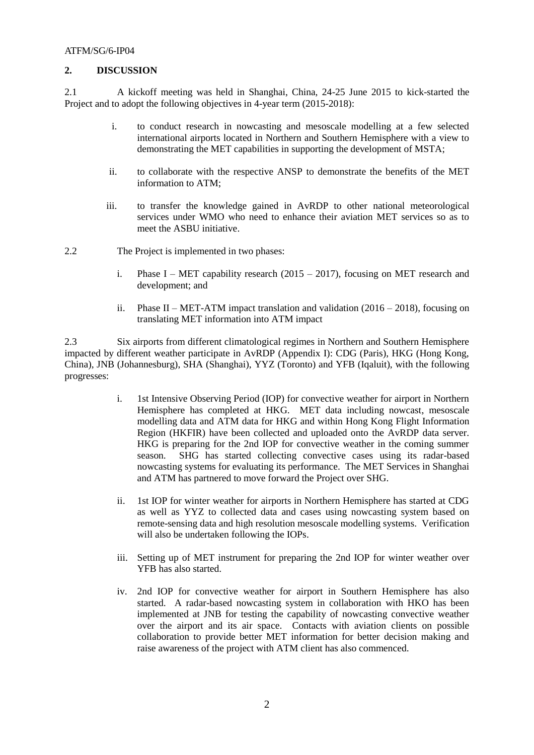## 2. DISCUSSION

2.1 A kickoff meeting was held in Shanghai, China, 24-25 June 2015 to kick-started the Project and to adopt the following objectives in 4-year term (2015-2018):

i. to conduct research in nowcasting and mesoscale modelling at a few selected international airports located in Northern and Southern Hemisphere with a view to demonstrating the MET capabilities in supporting the development of MSTA;

ii. to collaborate with the respective ANSP to demonstrate the benefits of the MET information to ATM;

iii. to transfer the knowledge gained in AvRDP to other national meteorological services under WMO who need to enhance their aviation MET services so as to meet the ASBU initiative.

2.2 The Project is implemented in two phases:

i. Phase I – MET capability research (2015 – 2017), focusing on MET research and development; and

ii. Phase II – MET-ATM impact translation and validation (2016 – 2018), focusing on translating MET information into ATM impact

2.3 Six airports from different climatological regimes in Northern and Southern Hemisphere impacted by different weather participate in AvRDP (Appendix I): CDG (Paris), HKG (Hong Kong, China), JNB (Johannesburg), SHA (Shanghai), YYZ (Toronto) and YFB (Iqaluit), with the following progresses:

i. 1st Intensive Observing Period (IOP) for convective weather for airport in Northern Hemisphere has completed at HKG. MET data including nowcast, mesoscale modelling data and ATM data for HKG and within Hong Kong Flight Information Region (HKFIR) have been collected and uploaded onto the AvRDP data server. HKG is preparing for the 2nd IOP for convective weather in the coming summer season. SHG has started collecting convective cases using its radar-based nowcasting systems for evaluating its performance. The MET Services in Shanghai and ATM has partnered to move forward the Project over SHG.

ii. 1st IOP for winter weather for airports in Northern Hemisphere has started at CDG as well as YYZ to collected data and cases using nowcasting system based on remote-sensing data and high resolution mesoscale modelling systems. Verification will also be undertaken following the IOPs.

iii. Setting up of MET instrument for preparing the 2nd IOP for winter weather over YFB has also started.

iv. 2nd IOP for convective weather for airport in Southern Hemisphere has also started. A radar-based nowcasting system in collaboration with HKO has been implemented at JNB for testing the capability of nowcasting convective weather over the airport and its air space. Contacts with aviation clients on possible collaboration to provide better MET information for better decision making and raise awareness of the project with ATM client has also commenced.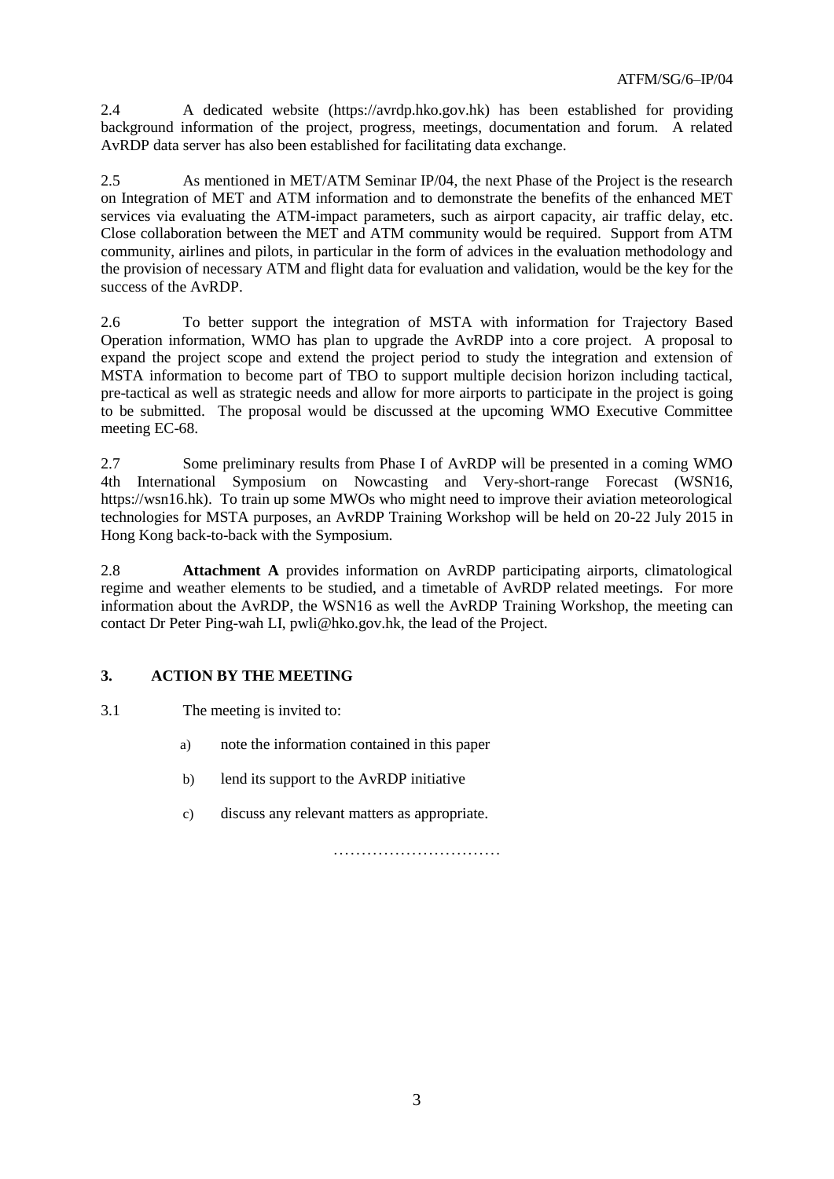2.4 A dedicated website (https://avrdp.hko.gov.hk) has been established for providing background information of the project, progress, meetings, documentation and forum. A related AvRDP data server has also been established for facilitating data exchange.

2.5 As mentioned in MET/ATM Seminar IP/04, the next Phase of the Project is the research on Integration of MET and ATM information and to demonstrate the benefits of the enhanced MET services via evaluating the ATM-impact parameters, such as airport capacity, air traffic delay, etc. Close collaboration between the MET and ATM community would be required. Support from ATM community, airlines and pilots, in particular in the form of advices in the evaluation methodology and the provision of necessary ATM and flight data for evaluation and validation, would be the key for the success of the AvRDP.

2.6 To better support the integration of MSTA with information for Trajectory Based Operation information, WMO has plan to upgrade the AvRDP into a core project. A proposal to expand the project scope and extend the project period to study the integration and extension of MSTA information to become part of TBO to support multiple decision horizon including tactical, pre-tactical as well as strategic needs and allow for more airports to participate in the project is going to be submitted. The proposal would be discussed at the upcoming WMO Executive Committee meeting EC-68.

2.7 Some preliminary results from Phase I of AvRDP will be presented in a coming WMO 4th International Symposium on Nowcasting and Very-short-range Forecast (WSN16, https://wsn16.hk). To train up some MWOs who might need to improve their aviation meteorological technologies for MSTA purposes, an AvRDP Training Workshop will be held on 20-22 July 2015 in Hong Kong back-to-back with the Symposium.

2.8 **Attachment A** provides information on AvRDP participating airports, climatological regime and weather elements to be studied, and a timetable of AvRDP related meetings. For more information about the AvRDP, the WSN16 as well the AvRDP Training Workshop, the meeting can contact Dr Peter Ping-wah LI, pwli@hko.gov.hk, the lead of the Project.

## 3. ACTION BY THE MEETING

3.1 The meeting is invited to:

a) note the information contained in this paper

b) lend its support to the AvRDP initiative

c) discuss any relevant matters as appropriate.

…………………………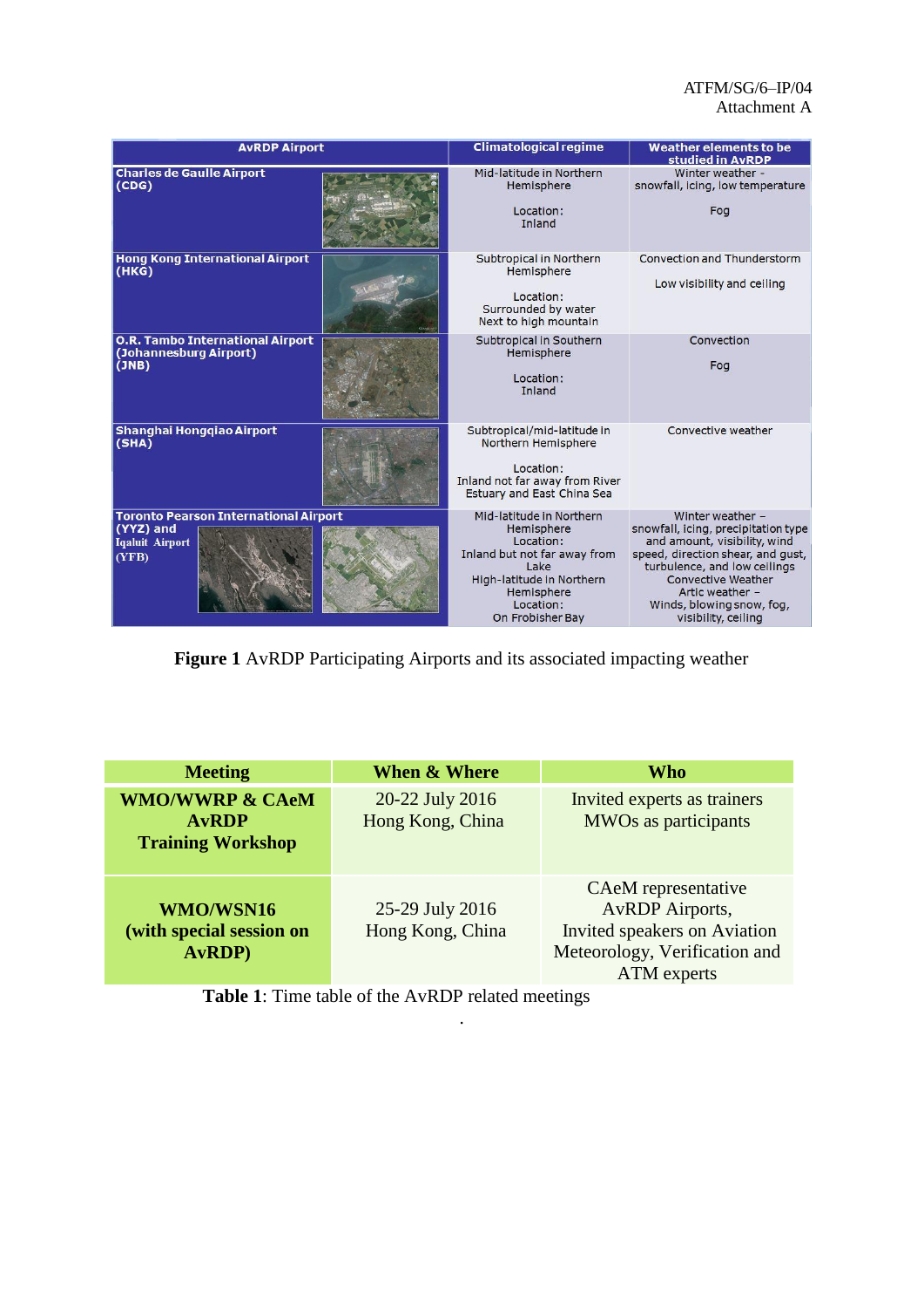ATFM/SG/6–IP/04
Attachment A

| AvRDP Airport | Climatological regime | Weather elements to be studied in AvRDP |
|---|---|---|
| Charles de Gaulle Airport (CDG) | Mid-latitude in Northern Hemisphere<br><br>Location: Inland | Winter weather - snowfall, icing, low temperature<br><br>Fog |
| Hong Kong International Airport (HKG) | Subtropical in Northern Hemisphere<br><br>Location: Surrounded by water Next to high mountain | Convection and Thunderstorm<br><br>Low visibility and ceiling |
| O.R. Tambo International Airport (Johannesburg Airport) (JNB) | Subtropical in Southern Hemisphere<br><br>Location: Inland | Convection<br><br>Fog |
| Shanghai Hongqiao Airport (SHA) | Subtropical/mid-latitude in Northern Hemisphere<br><br>Location: Inland not far away from River Estuary and East China Sea | Convective weather |
| Toronto Pearson International Airport (YYZ) and Iqaluit Airport (YFB) | Mid-latitude in Northern Hemisphere<br>Location: Inland but not far away from Lake<br>High-latitude in Northern Hemisphere<br>Location: On Frobisher Bay | Winter weather – snowfall, icing, precipitation type and amount, visibility, wind speed, direction shear, and gust, turbulence, and low ceilings<br>Convective Weather<br>Artic weather – Winds, blowing snow, fog, visibility, ceiling |

**Figure 1** AvRDP Participating Airports and its associated impacting weather

| Meeting | When & Where | Who |
|---|---|---|
| **WMO/WWRP & CAeM AvRDP Training Workshop** | 20-22 July 2016<br>Hong Kong, China | Invited experts as trainers<br>MWOs as participants |
| **WMO/WSN16 (with special session on AvRDP)** | 25-29 July 2016<br>Hong Kong, China | CAeM representative<br>AvRDP Airports,<br>Invited speakers on Aviation Meteorology, Verification and ATM experts |

**Table 1**: Time table of the AvRDP related meetings